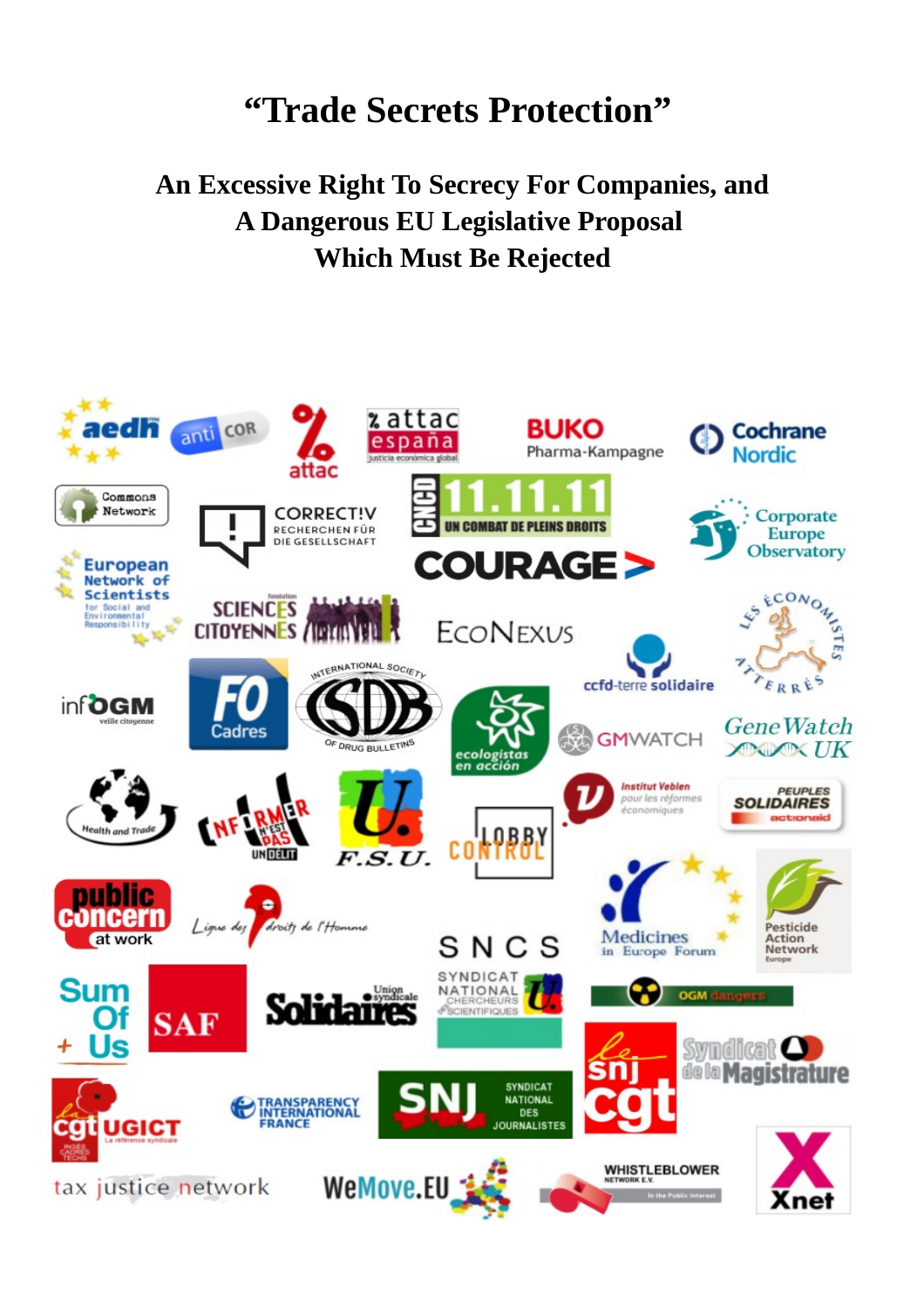# "Trade Secrets Protection"

## An Excessive Right To Secrecy For Companies, and A Dangerous EU Legislative Proposal Which Must Be Rejected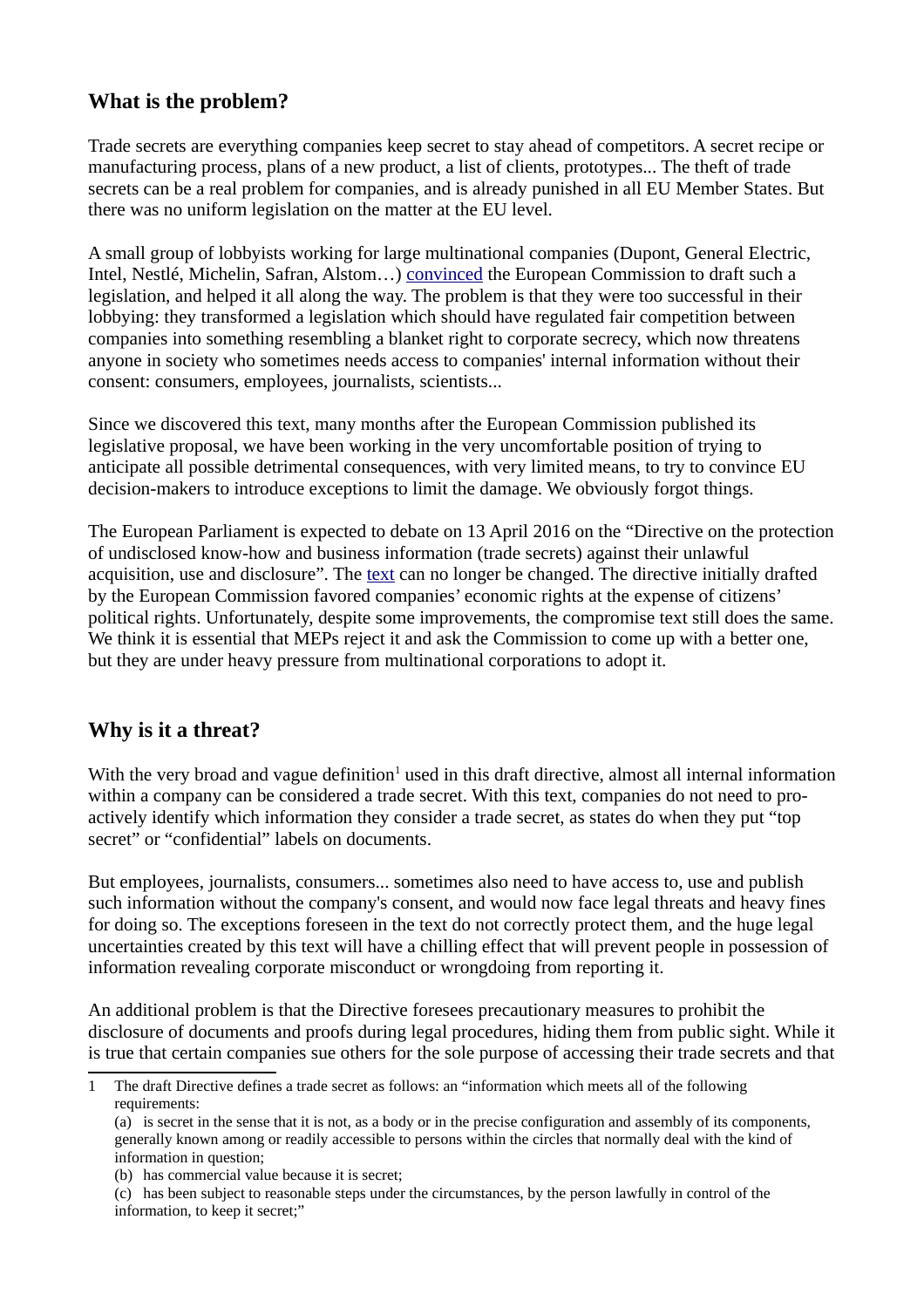## What is the problem?

Trade secrets are everything companies keep secret to stay ahead of competitors. A secret recipe or manufacturing process, plans of a new product, a list of clients, prototypes... The theft of trade secrets can be a real problem for companies, and is already punished in all EU Member States. But there was no uniform legislation on the matter at the EU level.

A small group of lobbyists working for large multinational companies (Dupont, General Electric, Intel, Nestlé, Michelin, Safran, Alstom…) convinced the European Commission to draft such a legislation, and helped it all along the way. The problem is that they were too successful in their lobbying: they transformed a legislation which should have regulated fair competition between companies into something resembling a blanket right to corporate secrecy, which now threatens anyone in society who sometimes needs access to companies' internal information without their consent: consumers, employees, journalists, scientists...

Since we discovered this text, many months after the European Commission published its legislative proposal, we have been working in the very uncomfortable position of trying to anticipate all possible detrimental consequences, with very limited means, to try to convince EU decision-makers to introduce exceptions to limit the damage. We obviously forgot things.

The European Parliament is expected to debate on 13 April 2016 on the "Directive on the protection of undisclosed know-how and business information (trade secrets) against their unlawful acquisition, use and disclosure". The text can no longer be changed. The directive initially drafted by the European Commission favored companies' economic rights at the expense of citizens' political rights. Unfortunately, despite some improvements, the compromise text still does the same. We think it is essential that MEPs reject it and ask the Commission to come up with a better one, but they are under heavy pressure from multinational corporations to adopt it.

## Why is it a threat?

With the very broad and vague definition[1] used in this draft directive, almost all internal information within a company can be considered a trade secret. With this text, companies do not need to pro-actively identify which information they consider a trade secret, as states do when they put "top secret" or "confidential" labels on documents.

But employees, journalists, consumers... sometimes also need to have access to, use and publish such information without the company's consent, and would now face legal threats and heavy fines for doing so. The exceptions foreseen in the text do not correctly protect them, and the huge legal uncertainties created by this text will have a chilling effect that will prevent people in possession of information revealing corporate misconduct or wrongdoing from reporting it.

An additional problem is that the Directive foresees precautionary measures to prohibit the disclosure of documents and proofs during legal procedures, hiding them from public sight. While it is true that certain companies sue others for the sole purpose of accessing their trade secrets and that

---

1 The draft Directive defines a trade secret as follows: an "information which meets all of the following requirements:

(a) is secret in the sense that it is not, as a body or in the precise configuration and assembly of its components, generally known among or readily accessible to persons within the circles that normally deal with the kind of information in question;

(b) has commercial value because it is secret;

(c) has been subject to reasonable steps under the circumstances, by the person lawfully in control of the information, to keep it secret;"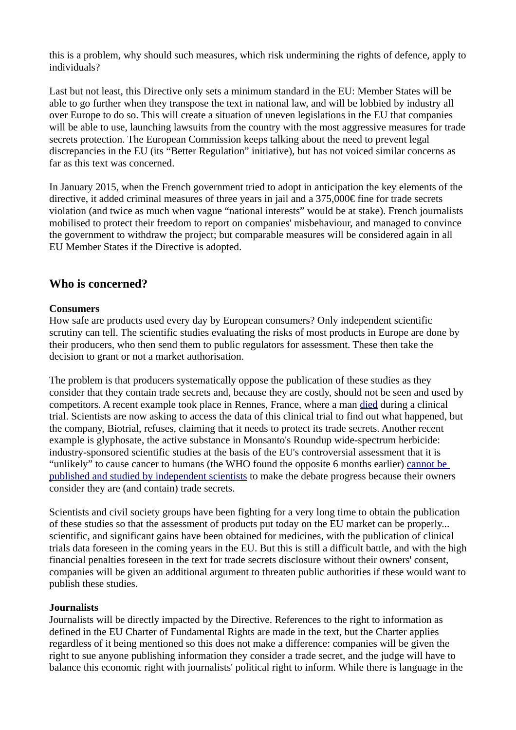this is a problem, why should such measures, which risk undermining the rights of defence, apply to individuals?

Last but not least, this Directive only sets a minimum standard in the EU: Member States will be able to go further when they transpose the text in national law, and will be lobbied by industry all over Europe to do so. This will create a situation of uneven legislations in the EU that companies will be able to use, launching lawsuits from the country with the most aggressive measures for trade secrets protection. The European Commission keeps talking about the need to prevent legal discrepancies in the EU (its "Better Regulation" initiative), but has not voiced similar concerns as far as this text was concerned.

In January 2015, when the French government tried to adopt in anticipation the key elements of the directive, it added criminal measures of three years in jail and a 375,000€ fine for trade secrets violation (and twice as much when vague "national interests" would be at stake). French journalists mobilised to protect their freedom to report on companies' misbehaviour, and managed to convince the government to withdraw the project; but comparable measures will be considered again in all EU Member States if the Directive is adopted.

## Who is concerned?

**Consumers**
How safe are products used every day by European consumers? Only independent scientific scrutiny can tell. The scientific studies evaluating the risks of most products in Europe are done by their producers, who then send them to public regulators for assessment. These then take the decision to grant or not a market authorisation.

The problem is that producers systematically oppose the publication of these studies as they consider that they contain trade secrets and, because they are costly, should not be seen and used by competitors. A recent example took place in Rennes, France, where a man died during a clinical trial. Scientists are now asking to access the data of this clinical trial to find out what happened, but the company, Biotrial, refuses, claiming that it needs to protect its trade secrets. Another recent example is glyphosate, the active substance in Monsanto's Roundup wide-spectrum herbicide: industry-sponsored scientific studies at the basis of the EU's controversial assessment that it is "unlikely" to cause cancer to humans (the WHO found the opposite 6 months earlier) cannot be published and studied by independent scientists to make the debate progress because their owners consider they are (and contain) trade secrets.

Scientists and civil society groups have been fighting for a very long time to obtain the publication of these studies so that the assessment of products put today on the EU market can be properly... scientific, and significant gains have been obtained for medicines, with the publication of clinical trials data foreseen in the coming years in the EU. But this is still a difficult battle, and with the high financial penalties foreseen in the text for trade secrets disclosure without their owners' consent, companies will be given an additional argument to threaten public authorities if these would want to publish these studies.

**Journalists**
Journalists will be directly impacted by the Directive. References to the right to information as defined in the EU Charter of Fundamental Rights are made in the text, but the Charter applies regardless of it being mentioned so this does not make a difference: companies will be given the right to sue anyone publishing information they consider a trade secret, and the judge will have to balance this economic right with journalists' political right to inform. While there is language in the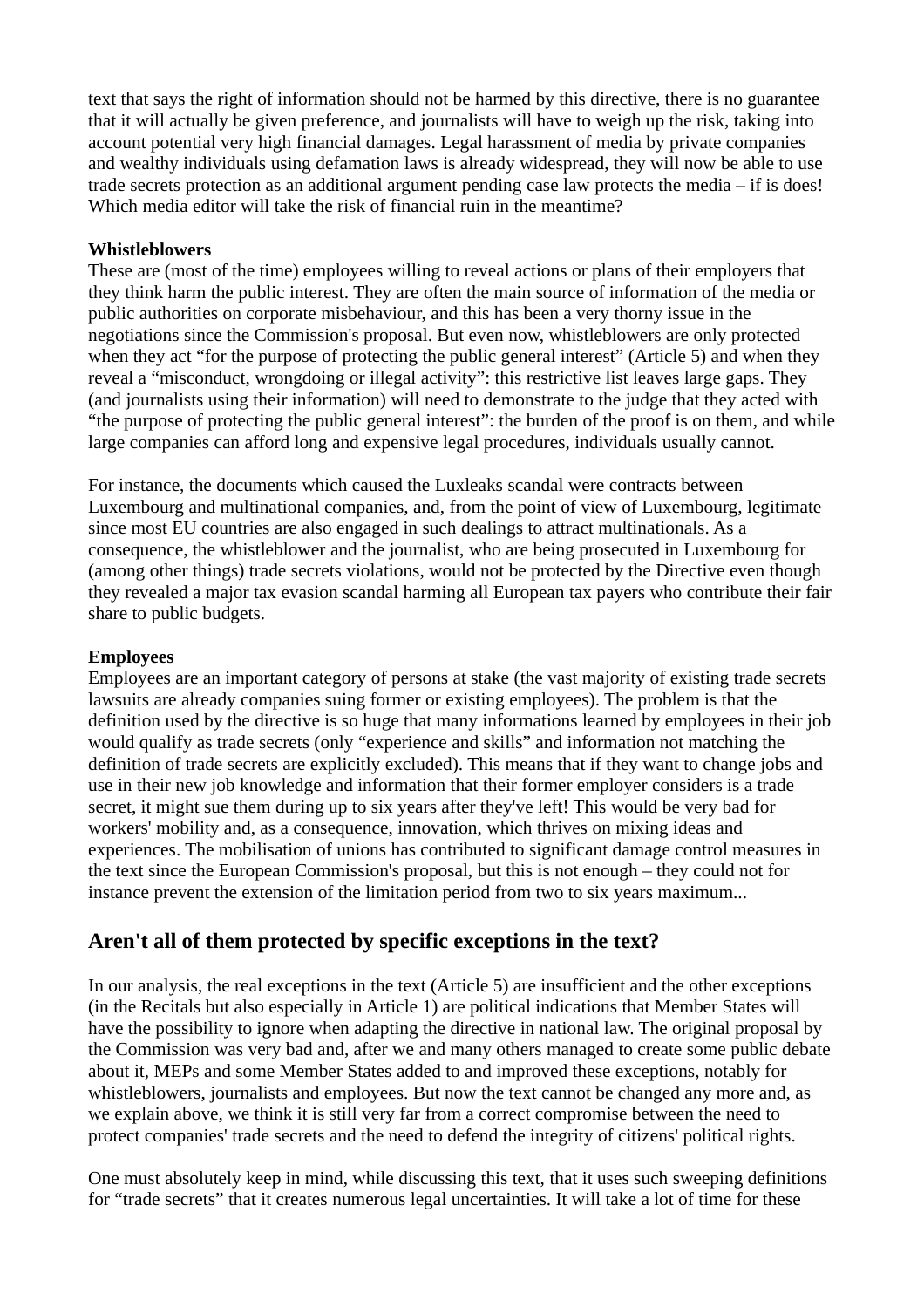text that says the right of information should not be harmed by this directive, there is no guarantee that it will actually be given preference, and journalists will have to weigh up the risk, taking into account potential very high financial damages. Legal harassment of media by private companies and wealthy individuals using defamation laws is already widespread, they will now be able to use trade secrets protection as an additional argument pending case law protects the media – if is does! Which media editor will take the risk of financial ruin in the meantime?

**Whistleblowers**
These are (most of the time) employees willing to reveal actions or plans of their employers that they think harm the public interest. They are often the main source of information of the media or public authorities on corporate misbehaviour, and this has been a very thorny issue in the negotiations since the Commission's proposal. But even now, whistleblowers are only protected when they act "for the purpose of protecting the public general interest" (Article 5) and when they reveal a "misconduct, wrongdoing or illegal activity": this restrictive list leaves large gaps. They (and journalists using their information) will need to demonstrate to the judge that they acted with "the purpose of protecting the public general interest": the burden of the proof is on them, and while large companies can afford long and expensive legal procedures, individuals usually cannot.

For instance, the documents which caused the Luxleaks scandal were contracts between Luxembourg and multinational companies, and, from the point of view of Luxembourg, legitimate since most EU countries are also engaged in such dealings to attract multinationals. As a consequence, the whistleblower and the journalist, who are being prosecuted in Luxembourg for (among other things) trade secrets violations, would not be protected by the Directive even though they revealed a major tax evasion scandal harming all European tax payers who contribute their fair share to public budgets.

**Employees**
Employees are an important category of persons at stake (the vast majority of existing trade secrets lawsuits are already companies suing former or existing employees). The problem is that the definition used by the directive is so huge that many informations learned by employees in their job would qualify as trade secrets (only "experience and skills" and information not matching the definition of trade secrets are explicitly excluded). This means that if they want to change jobs and use in their new job knowledge and information that their former employer considers is a trade secret, it might sue them during up to six years after they've left! This would be very bad for workers' mobility and, as a consequence, innovation, which thrives on mixing ideas and experiences. The mobilisation of unions has contributed to significant damage control measures in the text since the European Commission's proposal, but this is not enough – they could not for instance prevent the extension of the limitation period from two to six years maximum...

## Aren't all of them protected by specific exceptions in the text?

In our analysis, the real exceptions in the text (Article 5) are insufficient and the other exceptions (in the Recitals but also especially in Article 1) are political indications that Member States will have the possibility to ignore when adapting the directive in national law. The original proposal by the Commission was very bad and, after we and many others managed to create some public debate about it, MEPs and some Member States added to and improved these exceptions, notably for whistleblowers, journalists and employees. But now the text cannot be changed any more and, as we explain above, we think it is still very far from a correct compromise between the need to protect companies' trade secrets and the need to defend the integrity of citizens' political rights.

One must absolutely keep in mind, while discussing this text, that it uses such sweeping definitions for "trade secrets" that it creates numerous legal uncertainties. It will take a lot of time for these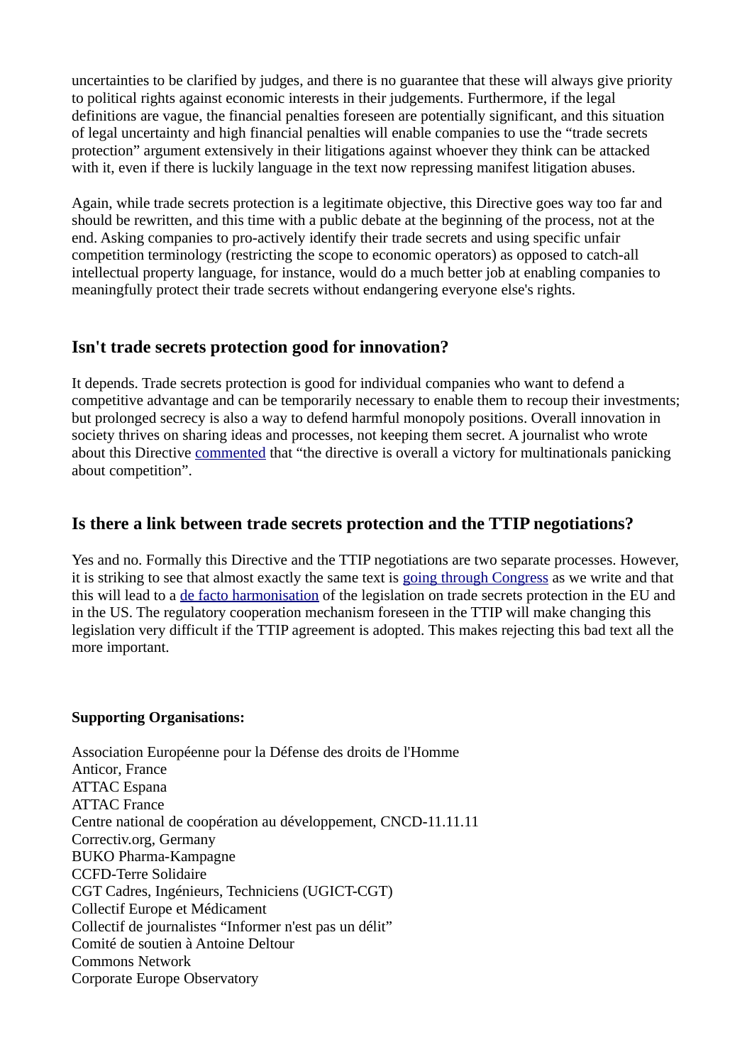uncertainties to be clarified by judges, and there is no guarantee that these will always give priority to political rights against economic interests in their judgements. Furthermore, if the legal definitions are vague, the financial penalties foreseen are potentially significant, and this situation of legal uncertainty and high financial penalties will enable companies to use the “trade secrets protection” argument extensively in their litigations against whoever they think can be attacked with it, even if there is luckily language in the text now repressing manifest litigation abuses.

Again, while trade secrets protection is a legitimate objective, this Directive goes way too far and should be rewritten, and this time with a public debate at the beginning of the process, not at the end. Asking companies to pro-actively identify their trade secrets and using specific unfair competition terminology (restricting the scope to economic operators) as opposed to catch-all intellectual property language, for instance, would do a much better job at enabling companies to meaningfully protect their trade secrets without endangering everyone else's rights.

## Isn't trade secrets protection good for innovation?

It depends. Trade secrets protection is good for individual companies who want to defend a competitive advantage and can be temporarily necessary to enable them to recoup their investments; but prolonged secrecy is also a way to defend harmful monopoly positions. Overall innovation in society thrives on sharing ideas and processes, not keeping them secret. A journalist who wrote about this Directive commented that “the directive is overall a victory for multinationals panicking about competition”.

## Is there a link between trade secrets protection and the TTIP negotiations?

Yes and no. Formally this Directive and the TTIP negotiations are two separate processes. However, it is striking to see that almost exactly the same text is going through Congress as we write and that this will lead to a de facto harmonisation of the legislation on trade secrets protection in the EU and in the US. The regulatory cooperation mechanism foreseen in the TTIP will make changing this legislation very difficult if the TTIP agreement is adopted. This makes rejecting this bad text all the more important.

**Supporting Organisations:**

Association Européenne pour la Défense des droits de l'Homme
Anticor, France
ATTAC Espana
ATTAC France
Centre national de coopération au développement, CNCD-11.11.11
Correctiv.org, Germany
BUKO Pharma-Kampagne
CCFD-Terre Solidaire
CGT Cadres, Ingénieurs, Techniciens (UGICT-CGT)
Collectif Europe et Médicament
Collectif de journalistes “Informer n'est pas un délit”
Comité de soutien à Antoine Deltour
Commons Network
Corporate Europe Observatory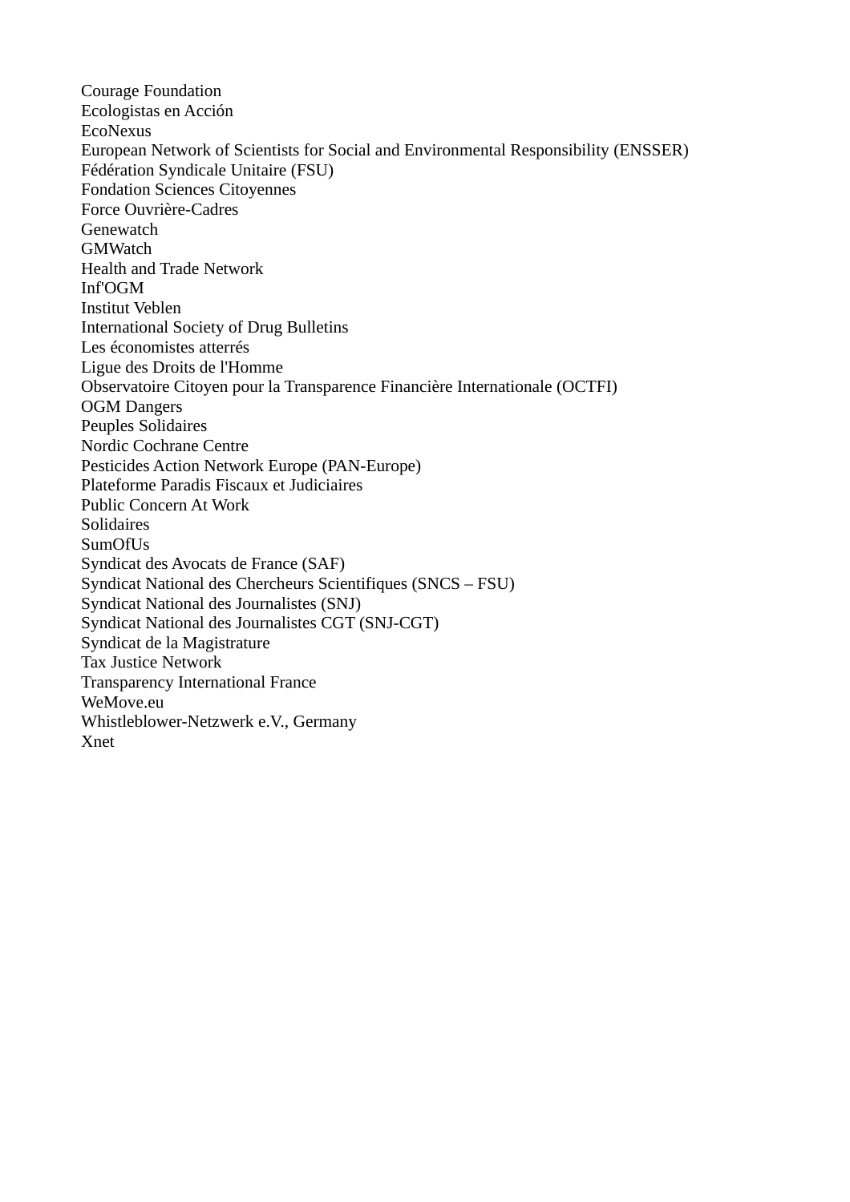Courage Foundation
Ecologistas en Acción
EcoNexus
European Network of Scientists for Social and Environmental Responsibility (ENSSER)
Fédération Syndicale Unitaire (FSU)
Fondation Sciences Citoyennes
Force Ouvrière-Cadres
Genewatch
GMWatch
Health and Trade Network
Inf'OGM
Institut Veblen
International Society of Drug Bulletins
Les économistes atterrés
Ligue des Droits de l'Homme
Observatoire Citoyen pour la Transparence Financière Internationale (OCTFI)
OGM Dangers
Peuples Solidaires
Nordic Cochrane Centre
Pesticides Action Network Europe (PAN-Europe)
Plateforme Paradis Fiscaux et Judiciaires
Public Concern At Work
Solidaires
SumOfUs
Syndicat des Avocats de France (SAF)
Syndicat National des Chercheurs Scientifiques (SNCS – FSU)
Syndicat National des Journalistes (SNJ)
Syndicat National des Journalistes CGT (SNJ-CGT)
Syndicat de la Magistrature
Tax Justice Network
Transparency International France
WeMove.eu
Whistleblower-Netzwerk e.V., Germany
Xnet